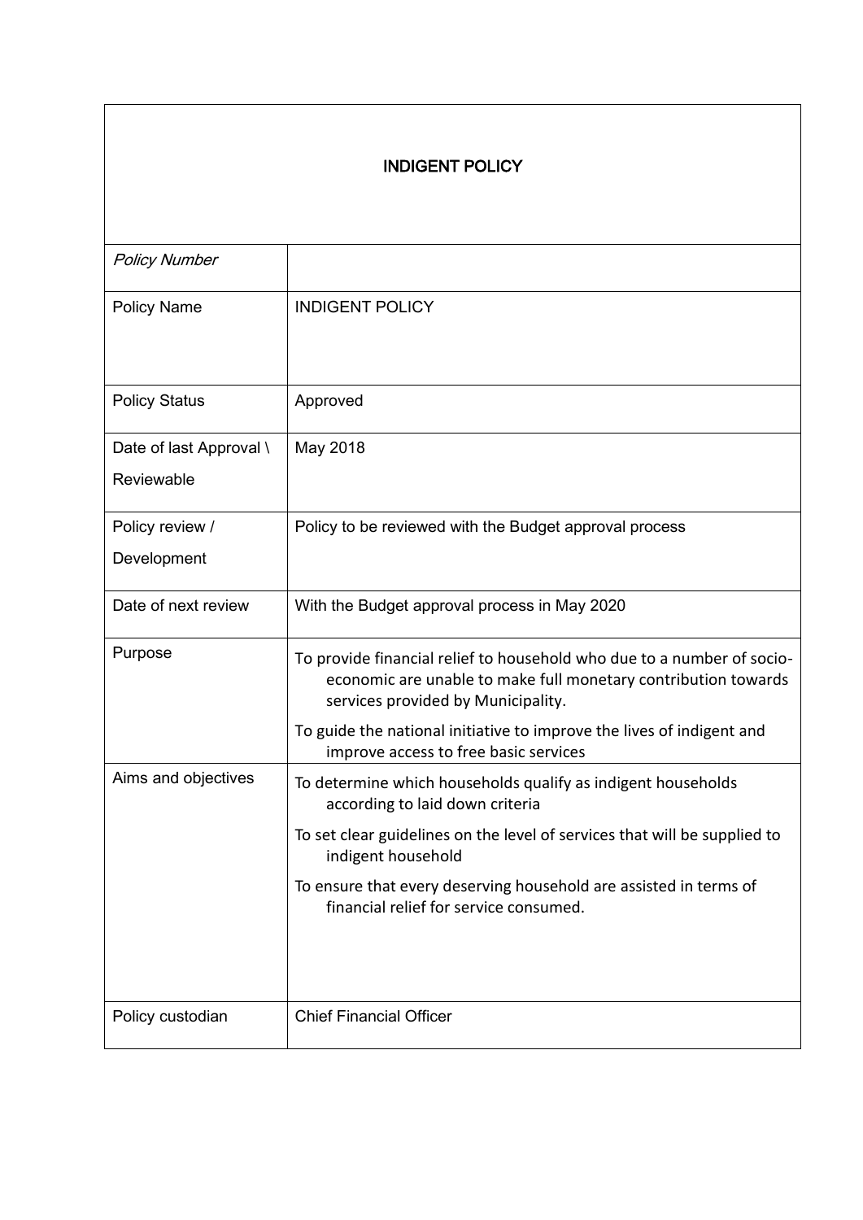| INDIGENT POLICY | |
|---|---|
| *Policy Number* | |
| Policy Name | INDIGENT POLICY |
| Policy Status | Approved |
| Date of last Approval \ Reviewable | May 2018 |
| Policy review / Development | Policy to be reviewed with the Budget approval process |
| Date of next review | With the Budget approval process in May 2020 |
| Purpose | To provide financial relief to household who due to a number of socio-economic are unable to make full monetary contribution towards services provided by Municipality.<br><br>To guide the national initiative to improve the lives of indigent and improve access to free basic services |
| Aims and objectives | To determine which households qualify as indigent households according to laid down criteria<br><br>To set clear guidelines on the level of services that will be supplied to indigent household<br><br>To ensure that every deserving household are assisted in terms of financial relief for service consumed. |
| Policy custodian | Chief Financial Officer |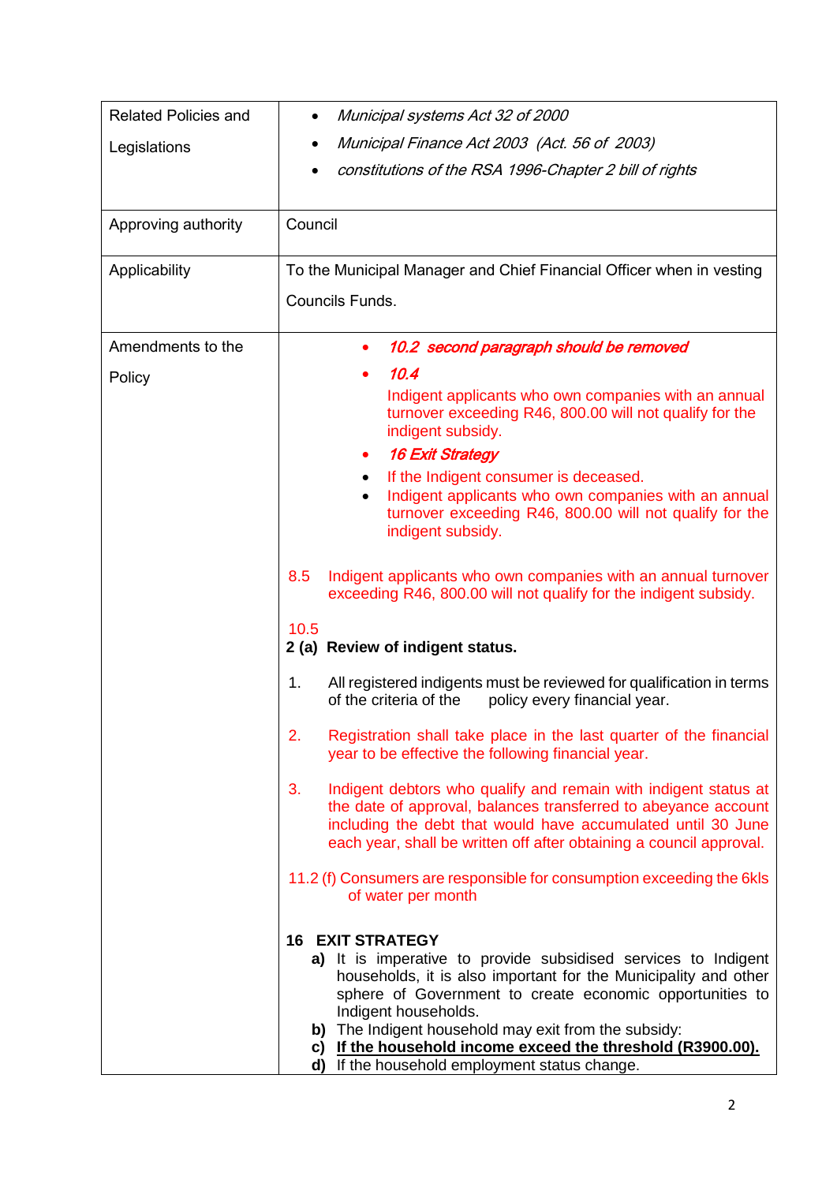| | |
|---|---|
| Related Policies and Legislations | • *Municipal systems Act 32 of 2000*<br>• *Municipal Finance Act 2003 (Act. 56 of 2003)*<br>• *constitutions of the RSA 1996-Chapter 2 bill of rights* |
| Approving authority | Council |
| Applicability | To the Municipal Manager and Chief Financial Officer when in vesting Councils Funds. |
| Amendments to the Policy | • ***10.2 second paragraph should be removed***<br>• ***10.4***<br>Indigent applicants who own companies with an annual turnover exceeding R46, 800.00 will not qualify for the indigent subsidy.<br>• ***16 Exit Strategy***<br>• If the Indigent consumer is deceased.<br>• Indigent applicants who own companies with an annual turnover exceeding R46, 800.00 will not qualify for the indigent subsidy.<br><br>8.5 Indigent applicants who own companies with an annual turnover exceeding R46, 800.00 will not qualify for the indigent subsidy.<br><br>10.5<br>**2 (a) Review of indigent status.**<br><br>1. All registered indigents must be reviewed for qualification in terms of the criteria of the policy every financial year.<br><br>2. Registration shall take place in the last quarter of the financial year to be effective the following financial year.<br><br>3. Indigent debtors who qualify and remain with indigent status at the date of approval, balances transferred to abeyance account including the debt that would have accumulated until 30 June each year, shall be written off after obtaining a council approval.<br><br>11.2 (f) Consumers are responsible for consumption exceeding the 6kls of water per month<br><br>**16 EXIT STRATEGY**<br>**a)** It is imperative to provide subsidised services to Indigent households, it is also important for the Municipality and other sphere of Government to create economic opportunities to Indigent households.<br>**b)** The Indigent household may exit from the subsidy:<br>**c)** **If the household income exceed the threshold (R3900.00).**<br>**d)** If the household employment status change. |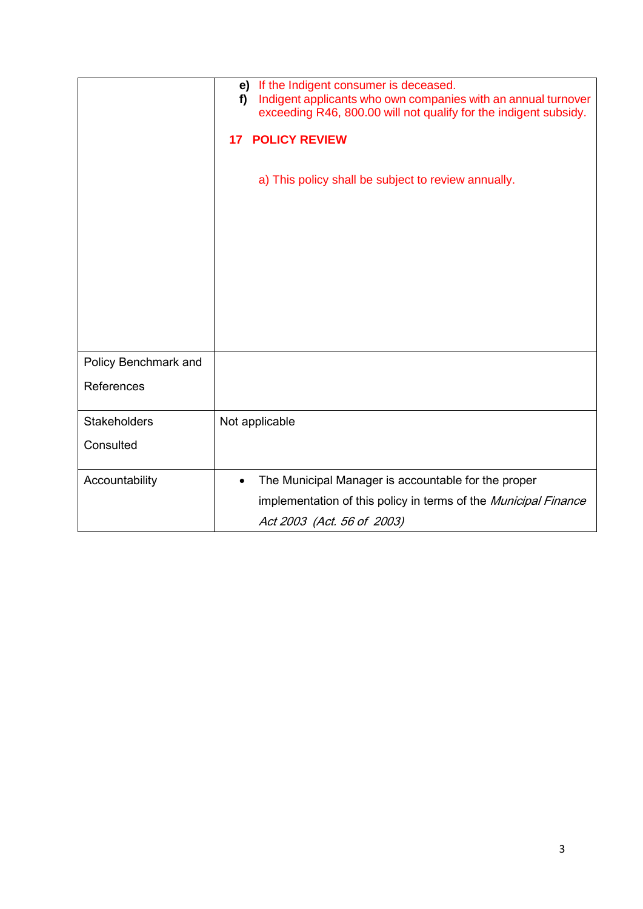| | |
|---|---|
| | **e)** If the Indigent consumer is deceased.<br>**f)** Indigent applicants who own companies with an annual turnover exceeding R46, 800.00 will not qualify for the indigent subsidy.<br><br>**17 POLICY REVIEW**<br><br>a) This policy shall be subject to review annually. |
| Policy Benchmark and References | |
| Stakeholders Consulted | Not applicable |
| Accountability | • The Municipal Manager is accountable for the proper implementation of this policy in terms of the *Municipal Finance Act 2003 (Act. 56 of 2003)* |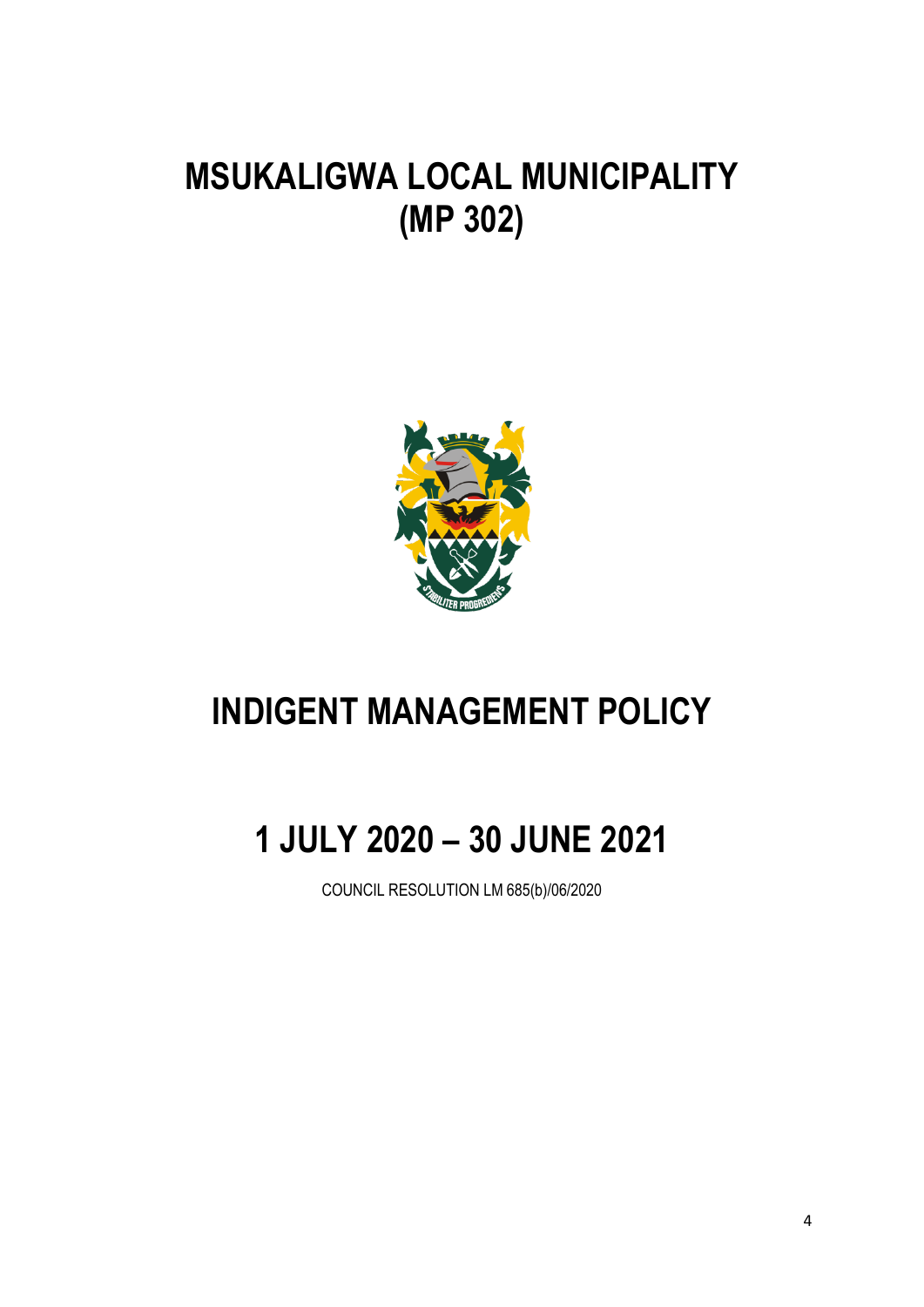# MSUKALIGWA LOCAL MUNICIPALITY
# (MP 302)

# INDIGENT MANAGEMENT POLICY

# 1 JULY 2020 – 30 JUNE 2021

COUNCIL RESOLUTION LM 685(b)/06/2020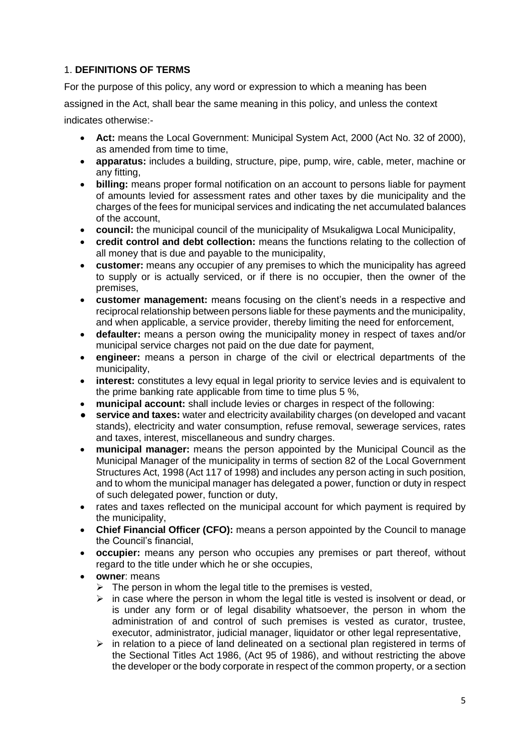## 1. **DEFINITIONS OF TERMS**

For the purpose of this policy, any word or expression to which a meaning has been assigned in the Act, shall bear the same meaning in this policy, and unless the context indicates otherwise:-

- **Act:** means the Local Government: Municipal System Act, 2000 (Act No. 32 of 2000), as amended from time to time,
- **apparatus:** includes a building, structure, pipe, pump, wire, cable, meter, machine or any fitting,
- **billing:** means proper formal notification on an account to persons liable for payment of amounts levied for assessment rates and other taxes by die municipality and the charges of the fees for municipal services and indicating the net accumulated balances of the account,
- **council:** the municipal council of the municipality of Msukaligwa Local Municipality,
- **credit control and debt collection:** means the functions relating to the collection of all money that is due and payable to the municipality,
- **customer:** means any occupier of any premises to which the municipality has agreed to supply or is actually serviced, or if there is no occupier, then the owner of the premises,
- **customer management:** means focusing on the client's needs in a respective and reciprocal relationship between persons liable for these payments and the municipality, and when applicable, a service provider, thereby limiting the need for enforcement,
- **defaulter:** means a person owing the municipality money in respect of taxes and/or municipal service charges not paid on the due date for payment,
- **engineer:** means a person in charge of the civil or electrical departments of the municipality,
- **interest:** constitutes a levy equal in legal priority to service levies and is equivalent to the prime banking rate applicable from time to time plus 5 %,
- **municipal account:** shall include levies or charges in respect of the following:
- **service and taxes:** water and electricity availability charges (on developed and vacant stands), electricity and water consumption, refuse removal, sewerage services, rates and taxes, interest, miscellaneous and sundry charges.
- **municipal manager:** means the person appointed by the Municipal Council as the Municipal Manager of the municipality in terms of section 82 of the Local Government Structures Act, 1998 (Act 117 of 1998) and includes any person acting in such position, and to whom the municipal manager has delegated a power, function or duty in respect of such delegated power, function or duty,
- rates and taxes reflected on the municipal account for which payment is required by the municipality,
- **Chief Financial Officer (CFO):** means a person appointed by the Council to manage the Council's financial,
- **occupier:** means any person who occupies any premises or part thereof, without regard to the title under which he or she occupies,
- **owner**: means
  - The person in whom the legal title to the premises is vested,
  - in case where the person in whom the legal title is vested is insolvent or dead, or is under any form or of legal disability whatsoever, the person in whom the administration of and control of such premises is vested as curator, trustee, executor, administrator, judicial manager, liquidator or other legal representative,
  - in relation to a piece of land delineated on a sectional plan registered in terms of the Sectional Titles Act 1986, (Act 95 of 1986), and without restricting the above the developer or the body corporate in respect of the common property, or a section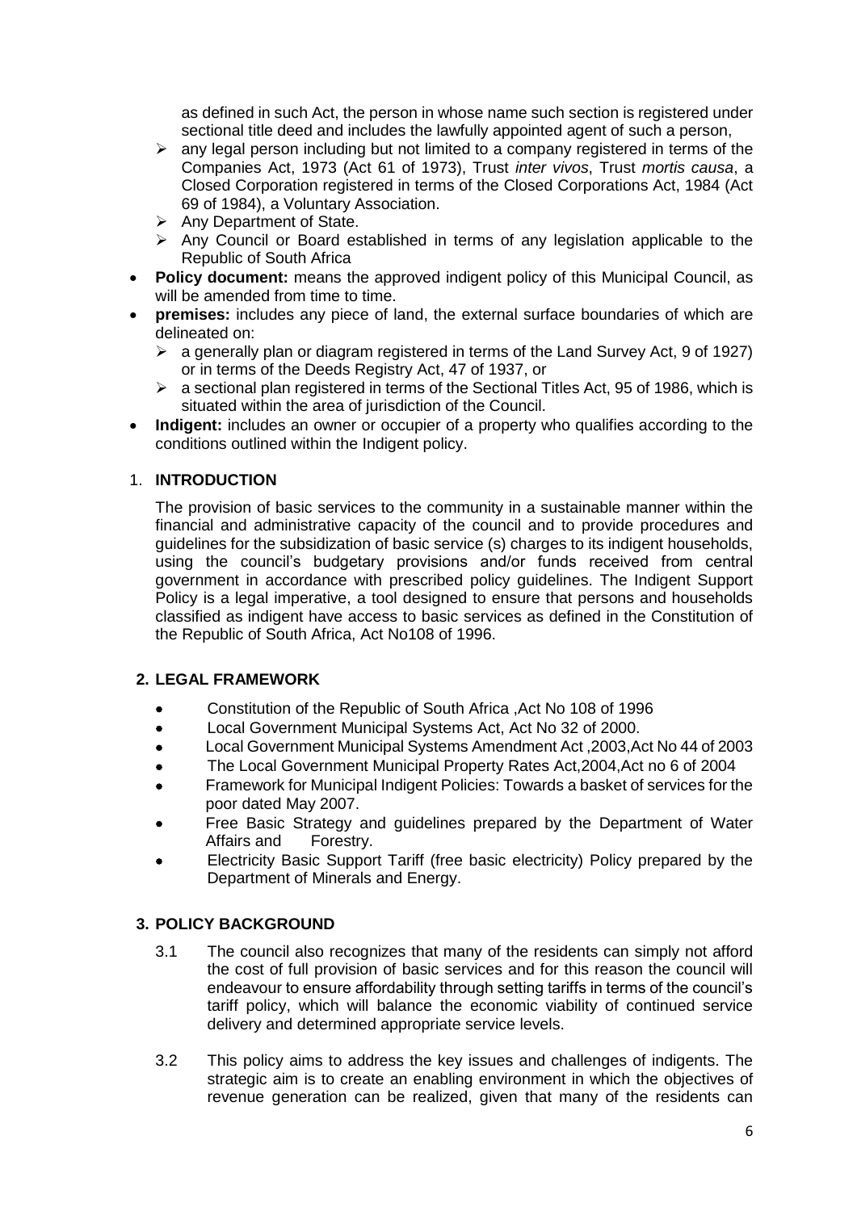as defined in such Act, the person in whose name such section is registered under sectional title deed and includes the lawfully appointed agent of such a person,

- ➢ any legal person including but not limited to a company registered in terms of the Companies Act, 1973 (Act 61 of 1973), Trust *inter vivos*, Trust *mortis causa*, a Closed Corporation registered in terms of the Closed Corporations Act, 1984 (Act 69 of 1984), a Voluntary Association.
- ➢ Any Department of State.
- ➢ Any Council or Board established in terms of any legislation applicable to the Republic of South Africa

- **Policy document:** means the approved indigent policy of this Municipal Council, as will be amended from time to time.
- **premises:** includes any piece of land, the external surface boundaries of which are delineated on:
  - ➢ a generally plan or diagram registered in terms of the Land Survey Act, 9 of 1927) or in terms of the Deeds Registry Act, 47 of 1937, or
  - ➢ a sectional plan registered in terms of the Sectional Titles Act, 95 of 1986, which is situated within the area of jurisdiction of the Council.
- **Indigent:** includes an owner or occupier of a property who qualifies according to the conditions outlined within the Indigent policy.

## 1. INTRODUCTION

The provision of basic services to the community in a sustainable manner within the financial and administrative capacity of the council and to provide procedures and guidelines for the subsidization of basic service (s) charges to its indigent households, using the council's budgetary provisions and/or funds received from central government in accordance with prescribed policy guidelines. The Indigent Support Policy is a legal imperative, a tool designed to ensure that persons and households classified as indigent have access to basic services as defined in the Constitution of the Republic of South Africa, Act No108 of 1996.

## 2. LEGAL FRAMEWORK

- Constitution of the Republic of South Africa ,Act No 108 of 1996
- Local Government Municipal Systems Act, Act No 32 of 2000.
- Local Government Municipal Systems Amendment Act ,2003,Act No 44 of 2003
- The Local Government Municipal Property Rates Act,2004,Act no 6 of 2004
- Framework for Municipal Indigent Policies: Towards a basket of services for the poor dated May 2007.
- Free Basic Strategy and guidelines prepared by the Department of Water Affairs and Forestry.
- Electricity Basic Support Tariff (free basic electricity) Policy prepared by the Department of Minerals and Energy.

## 3. POLICY BACKGROUND

3.1 The council also recognizes that many of the residents can simply not afford the cost of full provision of basic services and for this reason the council will endeavour to ensure affordability through setting tariffs in terms of the council's tariff policy, which will balance the economic viability of continued service delivery and determined appropriate service levels.

3.2 This policy aims to address the key issues and challenges of indigents. The strategic aim is to create an enabling environment in which the objectives of revenue generation can be realized, given that many of the residents can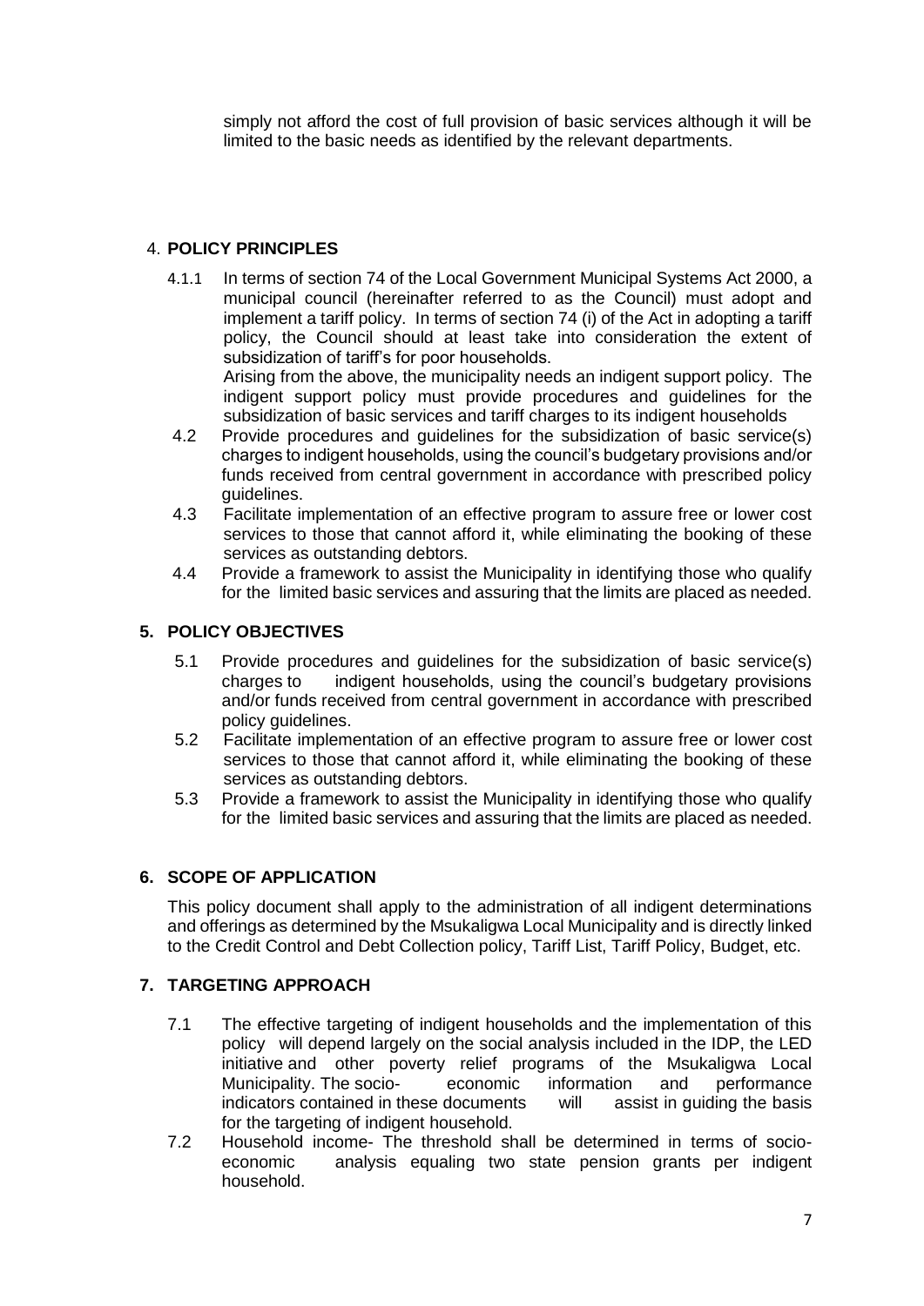simply not afford the cost of full provision of basic services although it will be limited to the basic needs as identified by the relevant departments.

## 4. POLICY PRINCIPLES

4.1.1 In terms of section 74 of the Local Government Municipal Systems Act 2000, a municipal council (hereinafter referred to as the Council) must adopt and implement a tariff policy. In terms of section 74 (i) of the Act in adopting a tariff policy, the Council should at least take into consideration the extent of subsidization of tariff's for poor households.
Arising from the above, the municipality needs an indigent support policy. The indigent support policy must provide procedures and guidelines for the subsidization of basic services and tariff charges to its indigent households

4.2 Provide procedures and guidelines for the subsidization of basic service(s) charges to indigent households, using the council's budgetary provisions and/or funds received from central government in accordance with prescribed policy guidelines.

4.3 Facilitate implementation of an effective program to assure free or lower cost services to those that cannot afford it, while eliminating the booking of these services as outstanding debtors.

4.4 Provide a framework to assist the Municipality in identifying those who qualify for the limited basic services and assuring that the limits are placed as needed.

## 5. POLICY OBJECTIVES

5.1 Provide procedures and guidelines for the subsidization of basic service(s) charges to indigent households, using the council's budgetary provisions and/or funds received from central government in accordance with prescribed policy guidelines.

5.2 Facilitate implementation of an effective program to assure free or lower cost services to those that cannot afford it, while eliminating the booking of these services as outstanding debtors.

5.3 Provide a framework to assist the Municipality in identifying those who qualify for the limited basic services and assuring that the limits are placed as needed.

## 6. SCOPE OF APPLICATION

This policy document shall apply to the administration of all indigent determinations and offerings as determined by the Msukaligwa Local Municipality and is directly linked to the Credit Control and Debt Collection policy, Tariff List, Tariff Policy, Budget, etc.

## 7. TARGETING APPROACH

7.1 The effective targeting of indigent households and the implementation of this policy will depend largely on the social analysis included in the IDP, the LED initiative and other poverty relief programs of the Msukaligwa Local Municipality. The socio-economic information and performance indicators contained in these documents will assist in guiding the basis for the targeting of indigent household.

7.2 Household income- The threshold shall be determined in terms of socio-economic analysis equaling two state pension grants per indigent household.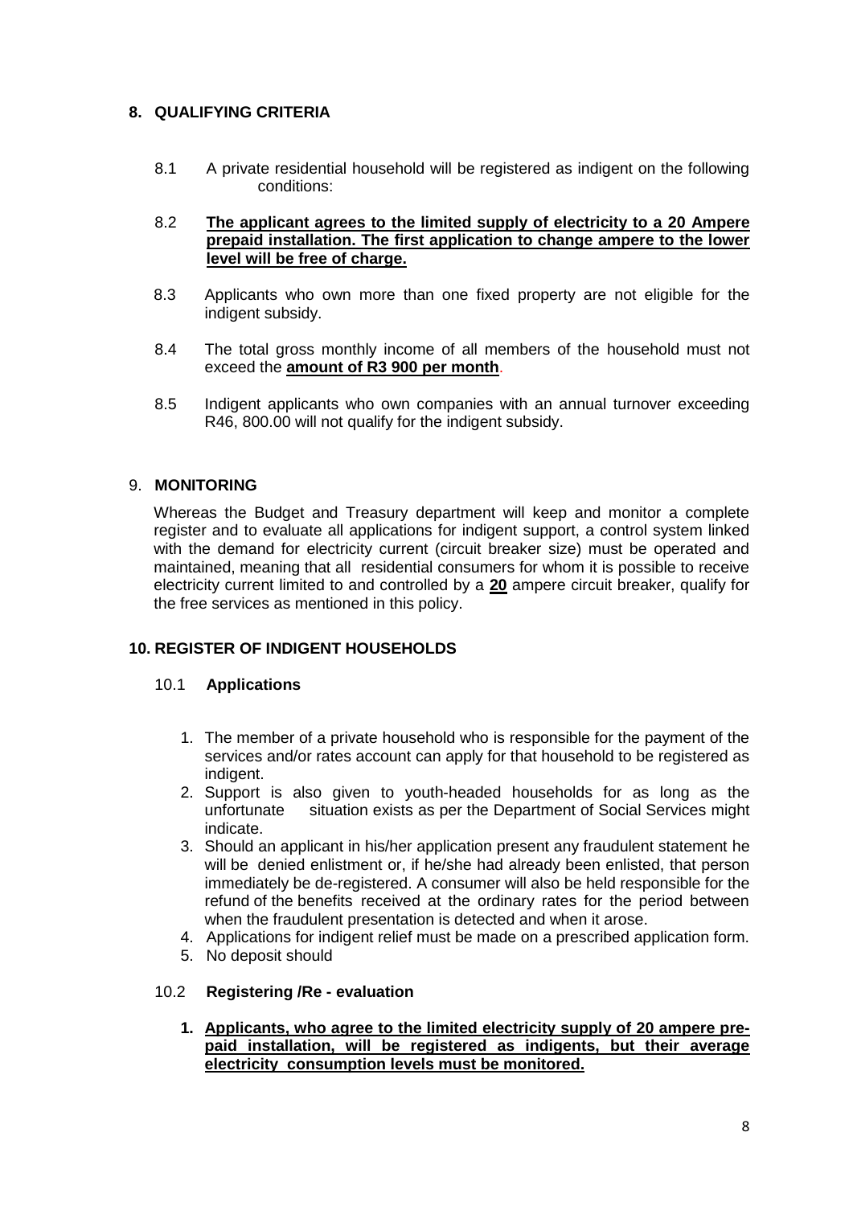## 8. QUALIFYING CRITERIA

8.1 A private residential household will be registered as indigent on the following conditions:

8.2 **The applicant agrees to the limited supply of electricity to a 20 Ampere prepaid installation. The first application to change ampere to the lower level will be free of charge.**

8.3 Applicants who own more than one fixed property are not eligible for the indigent subsidy.

8.4 The total gross monthly income of all members of the household must not exceed the **amount of R3 900 per month**.

8.5 Indigent applicants who own companies with an annual turnover exceeding R46, 800.00 will not qualify for the indigent subsidy.

## 9. MONITORING

Whereas the Budget and Treasury department will keep and monitor a complete register and to evaluate all applications for indigent support, a control system linked with the demand for electricity current (circuit breaker size) must be operated and maintained, meaning that all residential consumers for whom it is possible to receive electricity current limited to and controlled by a **20** ampere circuit breaker, qualify for the free services as mentioned in this policy.

## 10. REGISTER OF INDIGENT HOUSEHOLDS

### 10.1 Applications

1. The member of a private household who is responsible for the payment of the services and/or rates account can apply for that household to be registered as indigent.
2. Support is also given to youth-headed households for as long as the unfortunate situation exists as per the Department of Social Services might indicate.
3. Should an applicant in his/her application present any fraudulent statement he will be denied enlistment or, if he/she had already been enlisted, that person immediately be de-registered. A consumer will also be held responsible for the refund of the benefits received at the ordinary rates for the period between when the fraudulent presentation is detected and when it arose.
4. Applications for indigent relief must be made on a prescribed application form.
5. No deposit should

### 10.2 Registering /Re - evaluation

1. **Applicants, who agree to the limited electricity supply of 20 ampere pre-paid installation, will be registered as indigents, but their average electricity consumption levels must be monitored.**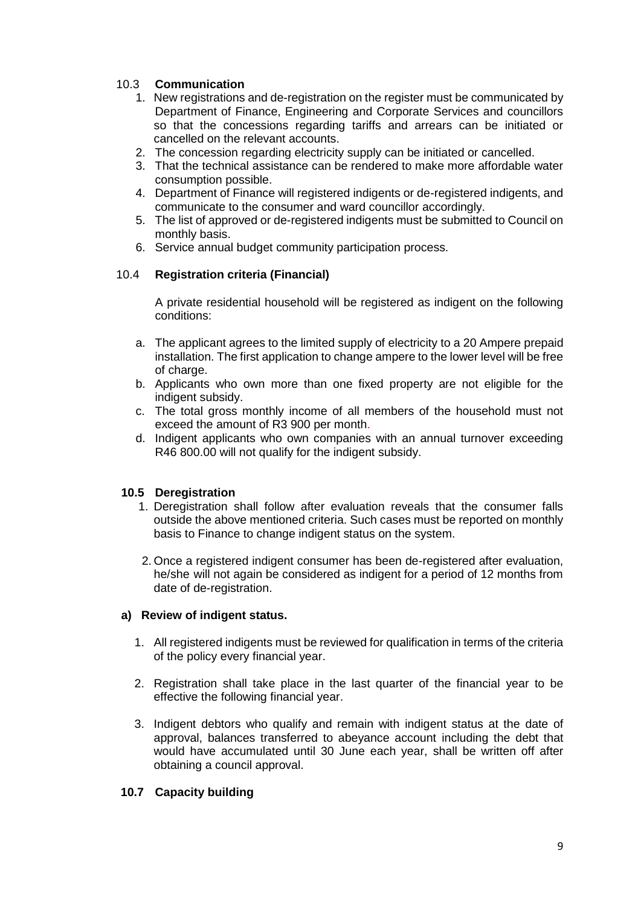### 10.3 Communication

1. New registrations and de-registration on the register must be communicated by Department of Finance, Engineering and Corporate Services and councillors so that the concessions regarding tariffs and arrears can be initiated or cancelled on the relevant accounts.
2. The concession regarding electricity supply can be initiated or cancelled.
3. That the technical assistance can be rendered to make more affordable water consumption possible.
4. Department of Finance will registered indigents or de-registered indigents, and communicate to the consumer and ward councillor accordingly.
5. The list of approved or de-registered indigents must be submitted to Council on monthly basis.
6. Service annual budget community participation process.

### 10.4 Registration criteria (Financial)

A private residential household will be registered as indigent on the following conditions:

a. The applicant agrees to the limited supply of electricity to a 20 Ampere prepaid installation. The first application to change ampere to the lower level will be free of charge.
b. Applicants who own more than one fixed property are not eligible for the indigent subsidy.
c. The total gross monthly income of all members of the household must not exceed the amount of R3 900 per month.
d. Indigent applicants who own companies with an annual turnover exceeding R46 800.00 will not qualify for the indigent subsidy.

### 10.5 Deregistration

1. Deregistration shall follow after evaluation reveals that the consumer falls outside the above mentioned criteria. Such cases must be reported on monthly basis to Finance to change indigent status on the system.

2. Once a registered indigent consumer has been de-registered after evaluation, he/she will not again be considered as indigent for a period of 12 months from date of de-registration.

#### a) Review of indigent status.

1. All registered indigents must be reviewed for qualification in terms of the criteria of the policy every financial year.

2. Registration shall take place in the last quarter of the financial year to be effective the following financial year.

3. Indigent debtors who qualify and remain with indigent status at the date of approval, balances transferred to abeyance account including the debt that would have accumulated until 30 June each year, shall be written off after obtaining a council approval.

### 10.7 Capacity building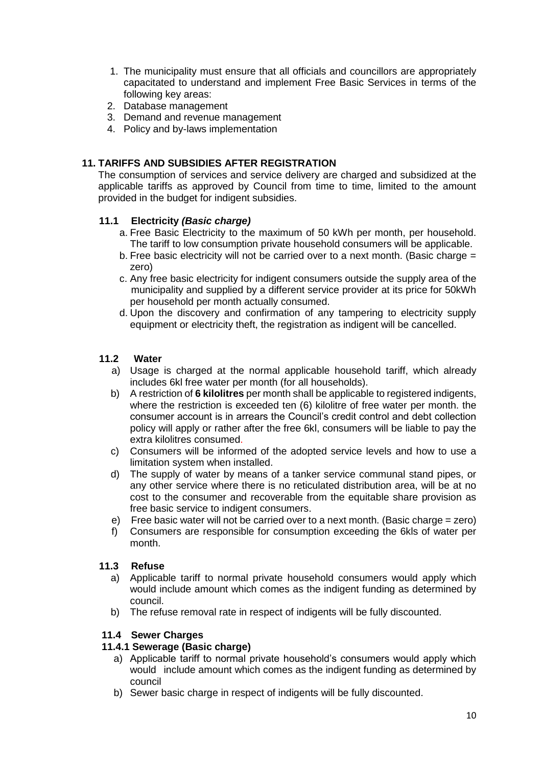1. The municipality must ensure that all officials and councillors are appropriately capacitated to understand and implement Free Basic Services in terms of the following key areas:
2. Database management
3. Demand and revenue management
4. Policy and by-laws implementation

## 11. TARIFFS AND SUBSIDIES AFTER REGISTRATION

The consumption of services and service delivery are charged and subsidized at the applicable tariffs as approved by Council from time to time, limited to the amount provided in the budget for indigent subsidies.

### 11.1 Electricity *(Basic charge)*

a. Free Basic Electricity to the maximum of 50 kWh per month, per household. The tariff to low consumption private household consumers will be applicable.

b. Free basic electricity will not be carried over to a next month. (Basic charge = zero)

c. Any free basic electricity for indigent consumers outside the supply area of the municipality and supplied by a different service provider at its price for 50kWh per household per month actually consumed.

d. Upon the discovery and confirmation of any tampering to electricity supply equipment or electricity theft, the registration as indigent will be cancelled.

### 11.2 Water

a) Usage is charged at the normal applicable household tariff, which already includes 6kl free water per month (for all households).

b) A restriction of **6 kilolitres** per month shall be applicable to registered indigents, where the restriction is exceeded ten (6) kilolitre of free water per month. the consumer account is in arrears the Council's credit control and debt collection policy will apply or rather after the free 6kl, consumers will be liable to pay the extra kilolitres consumed.

c) Consumers will be informed of the adopted service levels and how to use a limitation system when installed.

d) The supply of water by means of a tanker service communal stand pipes, or any other service where there is no reticulated distribution area, will be at no cost to the consumer and recoverable from the equitable share provision as free basic service to indigent consumers.

e) Free basic water will not be carried over to a next month. (Basic charge = zero)

f) Consumers are responsible for consumption exceeding the 6kls of water per month.

### 11.3 Refuse

a) Applicable tariff to normal private household consumers would apply which would include amount which comes as the indigent funding as determined by council.

b) The refuse removal rate in respect of indigents will be fully discounted.

### 11.4 Sewer Charges

#### 11.4.1 Sewerage (Basic charge)

a) Applicable tariff to normal private household's consumers would apply which would include amount which comes as the indigent funding as determined by council

b) Sewer basic charge in respect of indigents will be fully discounted.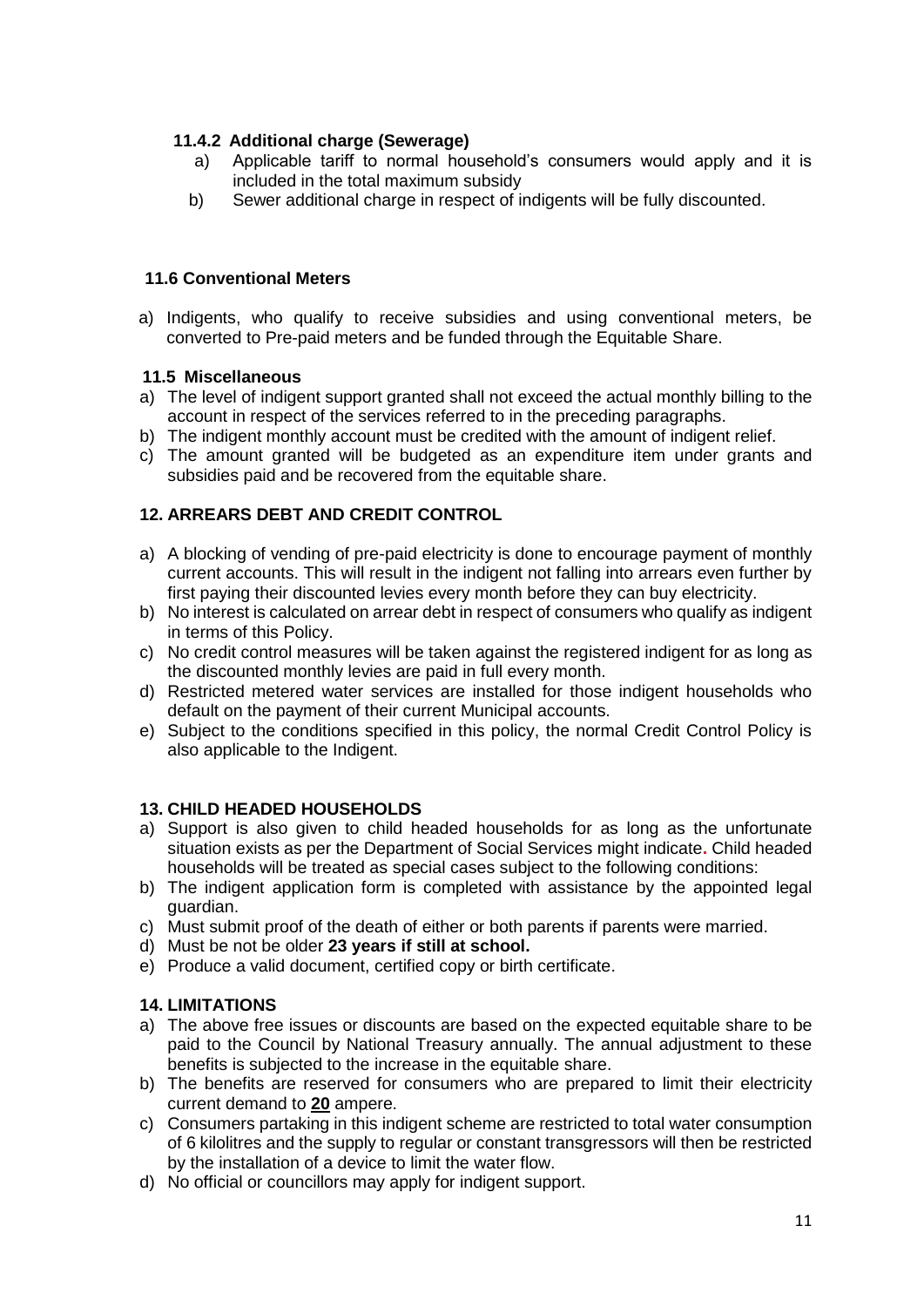#### 11.4.2 Additional charge (Sewerage)

a) Applicable tariff to normal household's consumers would apply and it is included in the total maximum subsidy
b) Sewer additional charge in respect of indigents will be fully discounted.

### 11.6 Conventional Meters

a) Indigents, who qualify to receive subsidies and using conventional meters, be converted to Pre-paid meters and be funded through the Equitable Share.

### 11.5 Miscellaneous

a) The level of indigent support granted shall not exceed the actual monthly billing to the account in respect of the services referred to in the preceding paragraphs.
b) The indigent monthly account must be credited with the amount of indigent relief.
c) The amount granted will be budgeted as an expenditure item under grants and subsidies paid and be recovered from the equitable share.

## 12. ARREARS DEBT AND CREDIT CONTROL

a) A blocking of vending of pre-paid electricity is done to encourage payment of monthly current accounts. This will result in the indigent not falling into arrears even further by first paying their discounted levies every month before they can buy electricity.
b) No interest is calculated on arrear debt in respect of consumers who qualify as indigent in terms of this Policy.
c) No credit control measures will be taken against the registered indigent for as long as the discounted monthly levies are paid in full every month.
d) Restricted metered water services are installed for those indigent households who default on the payment of their current Municipal accounts.
e) Subject to the conditions specified in this policy, the normal Credit Control Policy is also applicable to the Indigent.

## 13. CHILD HEADED HOUSEHOLDS

a) Support is also given to child headed households for as long as the unfortunate situation exists as per the Department of Social Services might indicate**.** Child headed households will be treated as special cases subject to the following conditions:
b) The indigent application form is completed with assistance by the appointed legal guardian.
c) Must submit proof of the death of either or both parents if parents were married.
d) Must be not be older **23 years if still at school.**
e) Produce a valid document, certified copy or birth certificate.

## 14. LIMITATIONS

a) The above free issues or discounts are based on the expected equitable share to be paid to the Council by National Treasury annually. The annual adjustment to these benefits is subjected to the increase in the equitable share.
b) The benefits are reserved for consumers who are prepared to limit their electricity current demand to **20** ampere.
c) Consumers partaking in this indigent scheme are restricted to total water consumption of 6 kilolitres and the supply to regular or constant transgressors will then be restricted by the installation of a device to limit the water flow.
d) No official or councillors may apply for indigent support.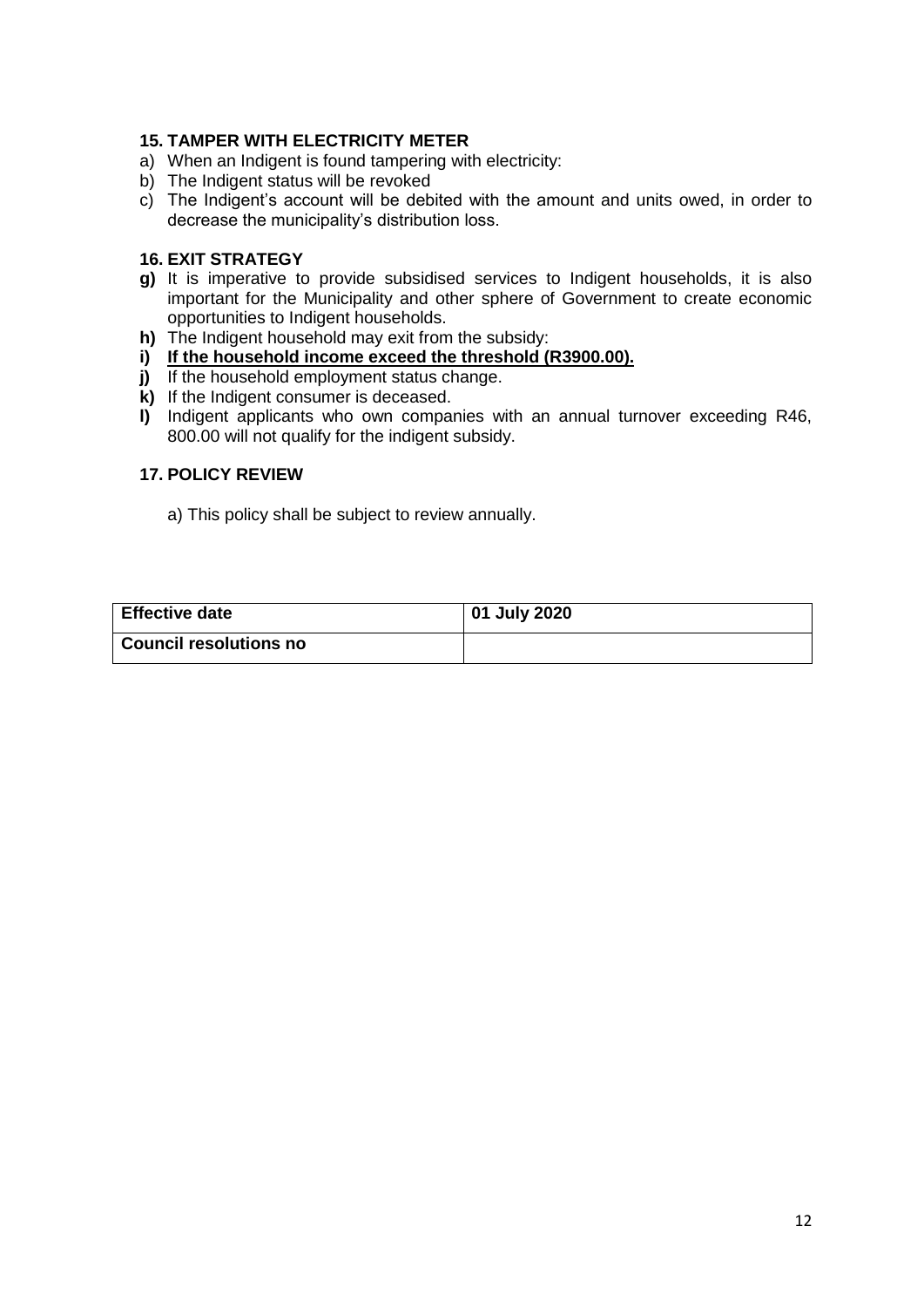**15. TAMPER WITH ELECTRICITY METER**

a) When an Indigent is found tampering with electricity:
b) The Indigent status will be revoked
c) The Indigent's account will be debited with the amount and units owed, in order to decrease the municipality's distribution loss.

**16. EXIT STRATEGY**

**g)** It is imperative to provide subsidised services to Indigent households, it is also important for the Municipality and other sphere of Government to create economic opportunities to Indigent households.
**h)** The Indigent household may exit from the subsidy:
**i)** **<u>If the household income exceed the threshold (R3900.00).</u>**
**j)** If the household employment status change.
**k)** If the Indigent consumer is deceased.
**l)** Indigent applicants who own companies with an annual turnover exceeding R46, 800.00 will not qualify for the indigent subsidy.

**17. POLICY REVIEW**

a) This policy shall be subject to review annually.

| | |
|---|---|
| **Effective date** | **01 July 2020** |
| **Council resolutions no** | |